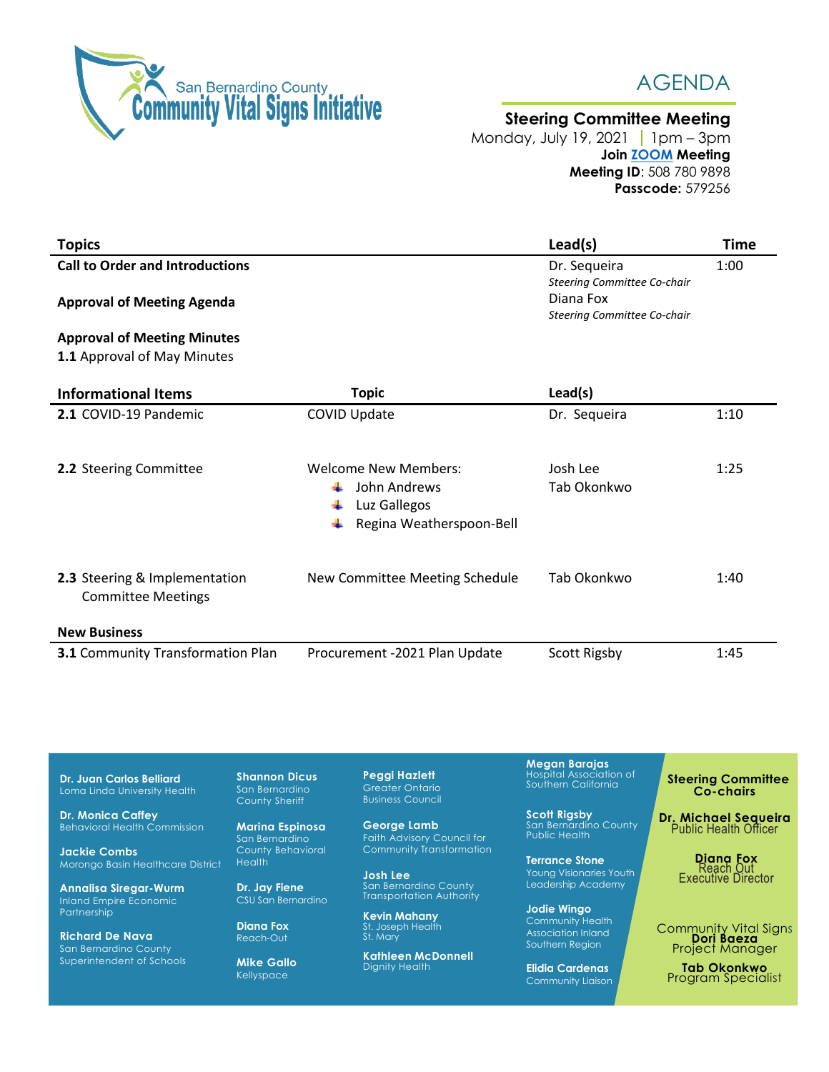San Bernardino County
**Community Vital Signs Initiative**

# AGENDA

## Steering Committee Meeting

Monday, July 19, 2021 | 1pm – 3pm
**Join ZOOM Meeting**
**Meeting ID**: 508 780 9898
**Passcode:** 579256

| Topics | | Lead(s) | Time |
|---|---|---|---|
| **Call to Order and Introductions** | | Dr. Sequeira *Steering Committee Co-chair* | 1:00 |
| **Approval of Meeting Agenda** | | Diana Fox *Steering Committee Co-chair* | |
| **Approval of Meeting Minutes** **1.1** Approval of May Minutes | | | |

| Informational Items | Topic | Lead(s) | |
|---|---|---|---|
| **2.1** COVID-19 Pandemic | COVID Update | Dr. Sequeira | 1:10 |
| **2.2** Steering Committee | Welcome New Members: John Andrews; Luz Gallegos; Regina Weatherspoon-Bell | Josh Lee, Tab Okonkwo | 1:25 |
| **2.3** Steering & Implementation Committee Meetings | New Committee Meeting Schedule | Tab Okonkwo | 1:40 |

| New Business | | | |
|---|---|---|---|
| **3.1** Community Transformation Plan | Procurement -2021 Plan Update | Scott Rigsby | 1:45 |

**Dr. Juan Carlos Belliard**
Loma Linda University Health

**Dr. Monica Caffey**
Behavioral Health Commission

**Jackie Combs**
Morongo Basin Healthcare District

**Annalisa Siregar-Wurm**
Inland Empire Economic Partnership

**Richard De Nava**
San Bernardino County Superintendent of Schools

**Shannon Dicus**
San Bernardino County Sheriff

**Marina Espinosa**
San Bernardino County Behavioral Health

**Dr. Jay Fiene**
CSU San Bernardino

**Diana Fox**
Reach-Out

**Mike Gallo**
Kellyspace

**Peggi Hazlett**
Greater Ontario Business Council

**George Lamb**
Faith Advisory Council for Community Transformation

**Josh Lee**
San Bernardino County Transportation Authority

**Kevin Mahany**
St. Joseph Health St. Mary

**Kathleen McDonnell**
Dignity Health

**Megan Barajas**
Hospital Association of Southern California

**Scott Rigsby**
San Bernardino County Public Health

**Terrance Stone**
Young Visionaries Youth Leadership Academy

**Jodie Wingo**
Community Health Association Inland Southern Region

**Elidia Cardenas**
Community Liaison

**Steering Committee Co-chairs**

**Dr. Michael Sequeira**
Public Health Officer

**Diana Fox**
Reach Out
Executive Director

Community Vital Signs

**Dori Baeza**
Project Manager

**Tab Okonkwo**
Program Specialist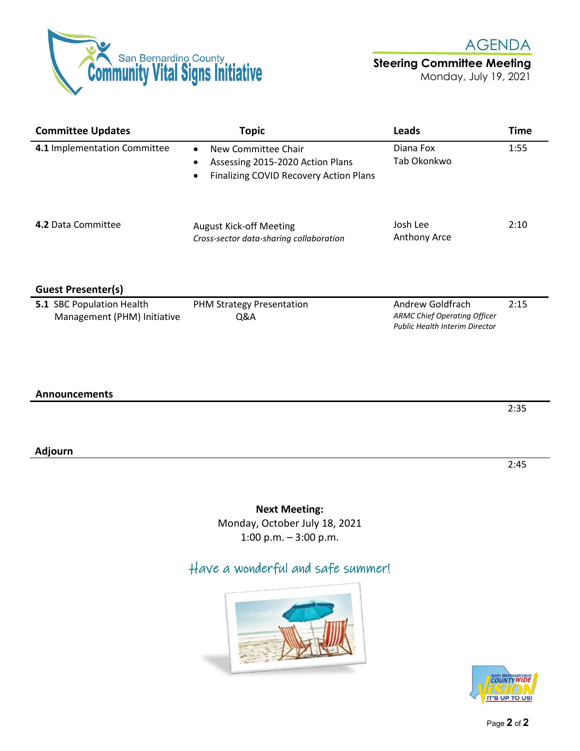# AGENDA

**Steering Committee Meeting**
Monday, July 19, 2021

| Committee Updates | Topic | Leads | Time |
| --- | --- | --- | --- |
| **4.1** Implementation Committee | • New Committee Chair<br>• Assessing 2015-2020 Action Plans<br>• Finalizing COVID Recovery Action Plans | Diana Fox<br>Tab Okonkwo | 1:55 |
| **4.2** Data Committee | August Kick-off Meeting<br>*Cross-sector data-sharing collaboration* | Josh Lee<br>Anthony Arce | 2:10 |
| **Guest Presenter(s)** | | | |
| **5.1** SBC Population Health Management (PHM) Initiative | PHM Strategy Presentation<br>Q&A | Andrew Goldfrach<br>*ARMC Chief Operating Officer*<br>*Public Health Interim Director* | 2:15 |
| **Announcements** | | | 2:35 |
| **Adjourn** | | | 2:45 |

**Next Meeting:**
Monday, October July 18, 2021
1:00 p.m. – 3:00 p.m.

Have a wonderful and safe summer!